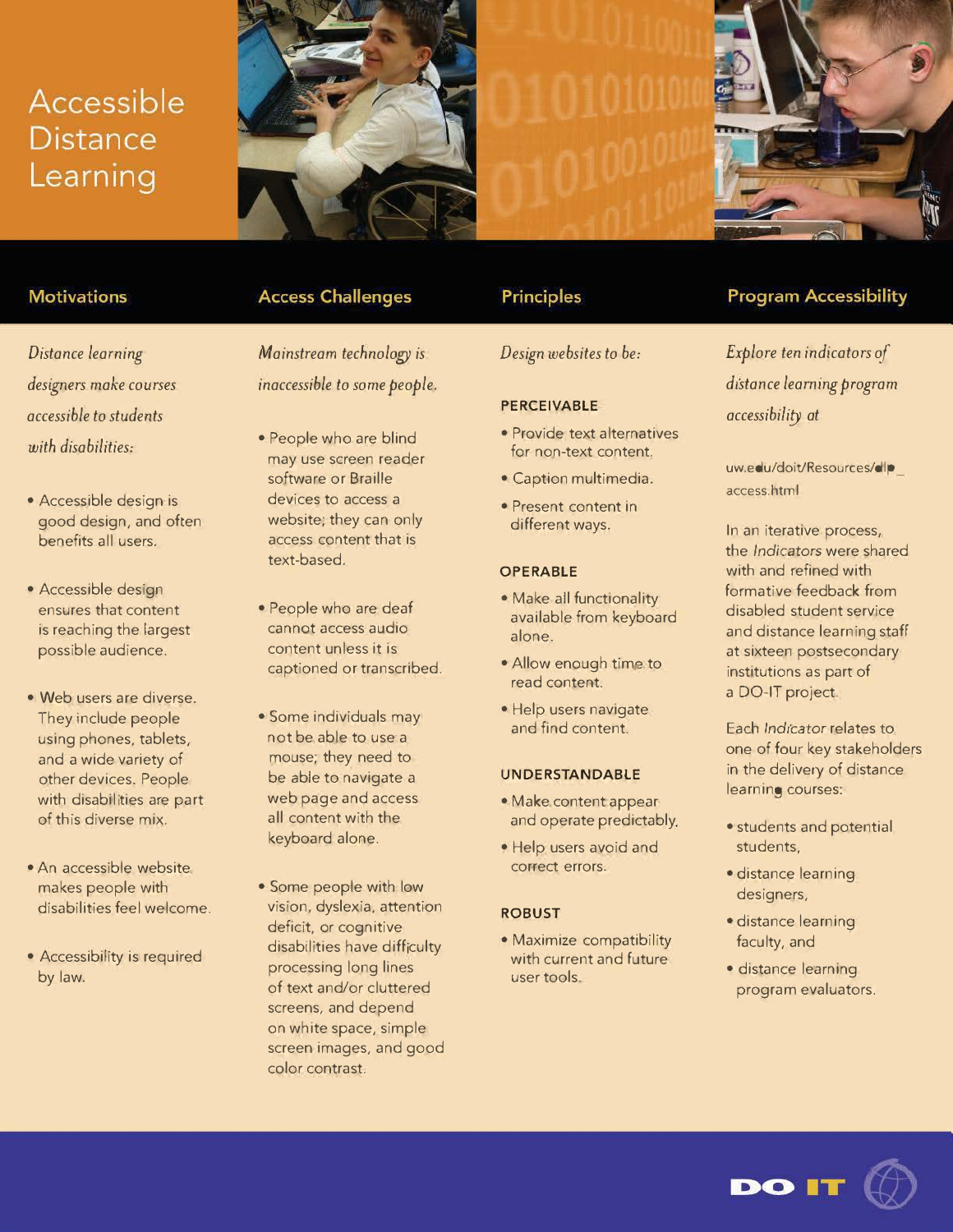# Accessible Distance Learning

## Motivations

*Distance learning designers make courses accessible to students with disabilities:*

- Accessible design is good design, and often benefits all users.
- Accessible design ensures that content is reaching the largest possible audience.
- Web users are diverse. They include people using phones, tablets, and a wide variety of other devices. People with disabilities are part of this diverse mix.
- An accessible website makes people with disabilities feel welcome.
- Accessibility is required by law.

## Access Challenges

*Mainstream technology is inaccessible to some people.*

- People who are blind may use screen reader software or Braille devices to access a website; they can only access content that is text-based.
- People who are deaf cannot access audio content unless it is captioned or transcribed.
- Some individuals may not be able to use a mouse; they need to be able to navigate a web page and access all content with the keyboard alone.
- Some people with low vision, dyslexia, attention deficit, or cognitive disabilities have difficulty processing long lines of text and/or cluttered screens, and depend on white space, simple screen images, and good color contrast.

## Principles

*Design websites to be:*

### PERCEIVABLE

- Provide text alternatives for non-text content.
- Caption multimedia.
- Present content in different ways.

### OPERABLE

- Make all functionality available from keyboard alone.
- Allow enough time to read content.
- Help users navigate and find content.

### UNDERSTANDABLE

- Make content appear and operate predictably.
- Help users avoid and correct errors.

### ROBUST

- Maximize compatibility with current and future user tools.

## Program Accessibility

*Explore ten indicators of distance learning program accessibility at*

uw.edu/doit/Resources/dlp_access.html

In an iterative process, the *Indicators* were shared with and refined with formative feedback from disabled student service and distance learning staff at sixteen postsecondary institutions as part of a DO-IT project.

Each *Indicator* relates to one of four key stakeholders in the delivery of distance learning courses:

- students and potential students,
- distance learning designers,
- distance learning faculty, and
- distance learning program evaluators.

DO IT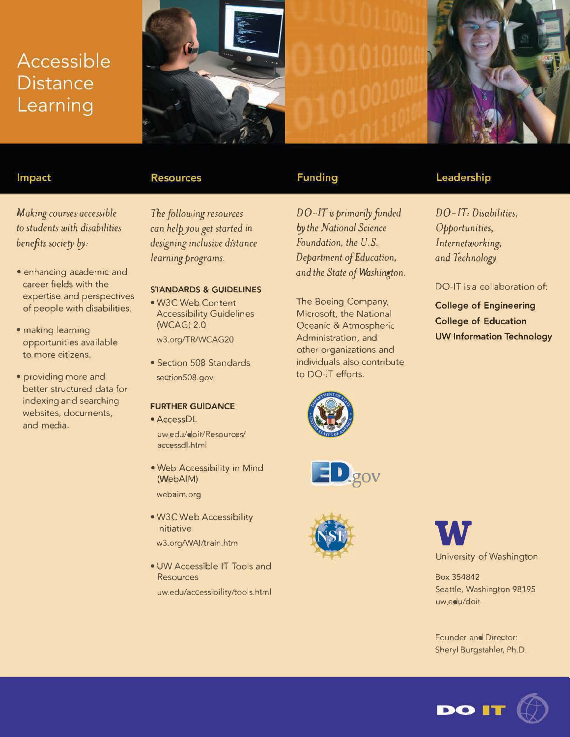# Accessible Distance Learning

## Impact

*Making courses accessible to students with disabilities benefits society by:*

- enhancing academic and career fields with the expertise and perspectives of people with disabilities.
- making learning opportunities available to more citizens.
- providing more and better structured data for indexing and searching websites, documents, and media.

## Resources

*The following resources can help you get started in designing inclusive distance learning programs.*

### STANDARDS & GUIDELINES

- W3C Web Content Accessibility Guidelines (WCAG) 2.0
  w3.org/TR/WCAG20
- Section 508 Standards
  section508.gov

### FURTHER GUIDANCE

- AccessDL
  uw.edu/doit/Resources/accessdl.html
- Web Accessibility in Mind (WebAIM)
  webaim.org
- W3C Web Accessibility Initiative
  w3.org/WAI/train.htm
- UW Accessible IT Tools and Resources
  uw.edu/accessibility/tools.html

## Funding

*DO-IT is primarily funded by the National Science Foundation, the U.S. Department of Education, and the State of Washington.*

The Boeing Company, Microsoft, the National Oceanic & Atmospheric Administration, and other organizations and individuals also contribute to DO-IT efforts.

## Leadership

*DO-IT: Disabilities, Opportunities, Internetworking, and Technology*

DO-IT is a collaboration of:

**College of Engineering**
**College of Education**
**UW Information Technology**

University of Washington

Box 354842
Seattle, Washington 98195
uw.edu/doit

Founder and Director:
Sheryl Burgstahler, Ph.D.

DO IT